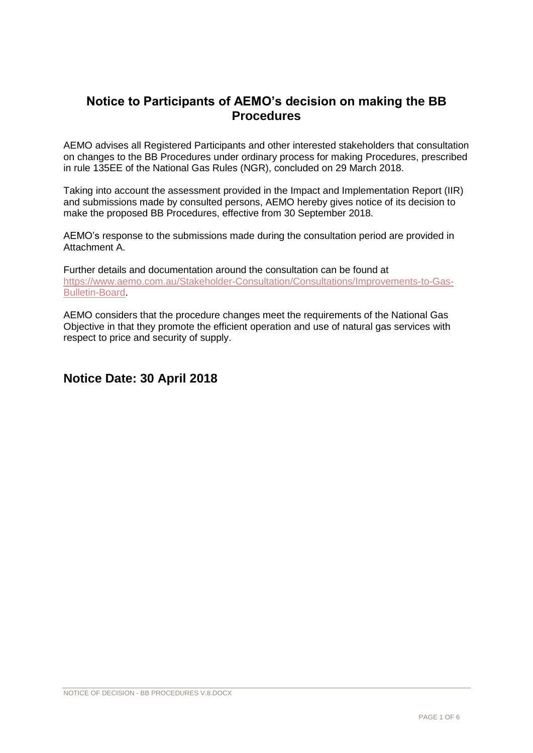# Notice to Participants of AEMO's decision on making the BB Procedures

AEMO advises all Registered Participants and other interested stakeholders that consultation on changes to the BB Procedures under ordinary process for making Procedures, prescribed in rule 135EE of the National Gas Rules (NGR), concluded on 29 March 2018.

Taking into account the assessment provided in the Impact and Implementation Report (IIR) and submissions made by consulted persons, AEMO hereby gives notice of its decision to make the proposed BB Procedures, effective from 30 September 2018.

AEMO's response to the submissions made during the consultation period are provided in Attachment A.

Further details and documentation around the consultation can be found at [https://www.aemo.com.au/Stakeholder-Consultation/Consultations/Improvements-to-Gas-Bulletin-Board](https://www.aemo.com.au/Stakeholder-Consultation/Consultations/Improvements-to-Gas-Bulletin-Board).

AEMO considers that the procedure changes meet the requirements of the National Gas Objective in that they promote the efficient operation and use of natural gas services with respect to price and security of supply.

## Notice Date: 30 April 2018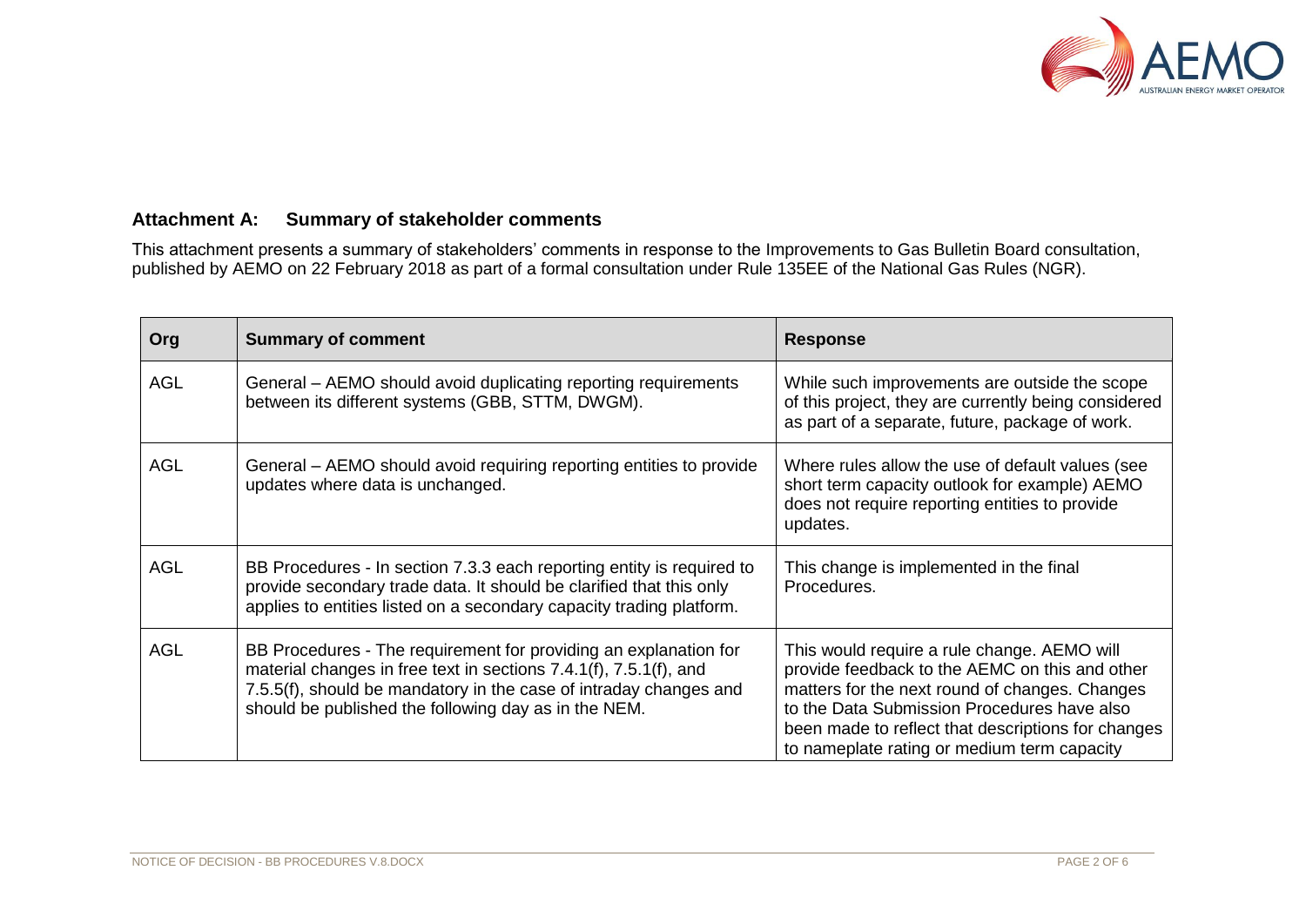## Attachment A: Summary of stakeholder comments

This attachment presents a summary of stakeholders' comments in response to the Improvements to Gas Bulletin Board consultation, published by AEMO on 22 February 2018 as part of a formal consultation under Rule 135EE of the National Gas Rules (NGR).

| Org | Summary of comment | Response |
|---|---|---|
| AGL | General – AEMO should avoid duplicating reporting requirements between its different systems (GBB, STTM, DWGM). | While such improvements are outside the scope of this project, they are currently being considered as part of a separate, future, package of work. |
| AGL | General – AEMO should avoid requiring reporting entities to provide updates where data is unchanged. | Where rules allow the use of default values (see short term capacity outlook for example) AEMO does not require reporting entities to provide updates. |
| AGL | BB Procedures - In section 7.3.3 each reporting entity is required to provide secondary trade data. It should be clarified that this only applies to entities listed on a secondary capacity trading platform. | This change is implemented in the final Procedures. |
| AGL | BB Procedures - The requirement for providing an explanation for material changes in free text in sections 7.4.1(f), 7.5.1(f), and 7.5.5(f), should be mandatory in the case of intraday changes and should be published the following day as in the NEM. | This would require a rule change. AEMO will provide feedback to the AEMC on this and other matters for the next round of changes. Changes to the Data Submission Procedures have also been made to reflect that descriptions for changes to nameplate rating or medium term capacity |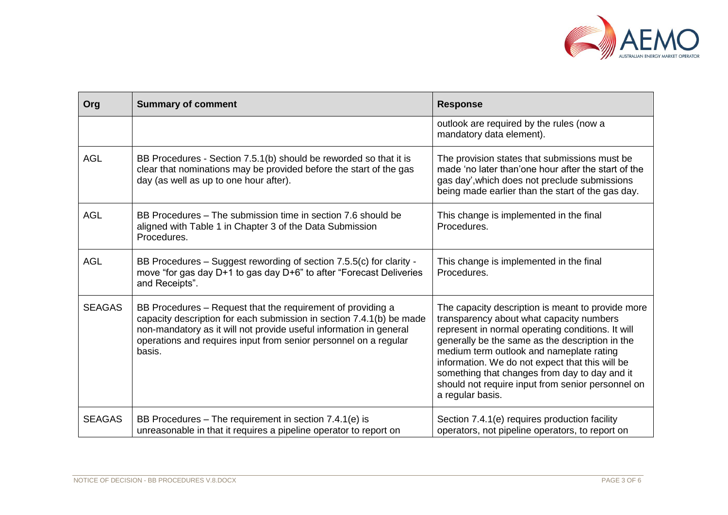| Org | Summary of comment | Response |
|---|---|---|
| | | outlook are required by the rules (now a mandatory data element). |
| AGL | BB Procedures - Section 7.5.1(b) should be reworded so that it is clear that nominations may be provided before the start of the gas day (as well as up to one hour after). | The provision states that submissions must be made 'no later than'one hour after the start of the gas day',which does not preclude submissions being made earlier than the start of the gas day. |
| AGL | BB Procedures – The submission time in section 7.6 should be aligned with Table 1 in Chapter 3 of the Data Submission Procedures. | This change is implemented in the final Procedures. |
| AGL | BB Procedures – Suggest rewording of section 7.5.5(c) for clarity - move "for gas day D+1 to gas day D+6" to after "Forecast Deliveries and Receipts". | This change is implemented in the final Procedures. |
| SEAGAS | BB Procedures – Request that the requirement of providing a capacity description for each submission in section 7.4.1(b) be made non-mandatory as it will not provide useful information in general operations and requires input from senior personnel on a regular basis. | The capacity description is meant to provide more transparency about what capacity numbers represent in normal operating conditions. It will generally be the same as the description in the medium term outlook and nameplate rating information. We do not expect that this will be something that changes from day to day and it should not require input from senior personnel on a regular basis. |
| SEAGAS | BB Procedures – The requirement in section 7.4.1(e) is unreasonable in that it requires a pipeline operator to report on | Section 7.4.1(e) requires production facility operators, not pipeline operators, to report on |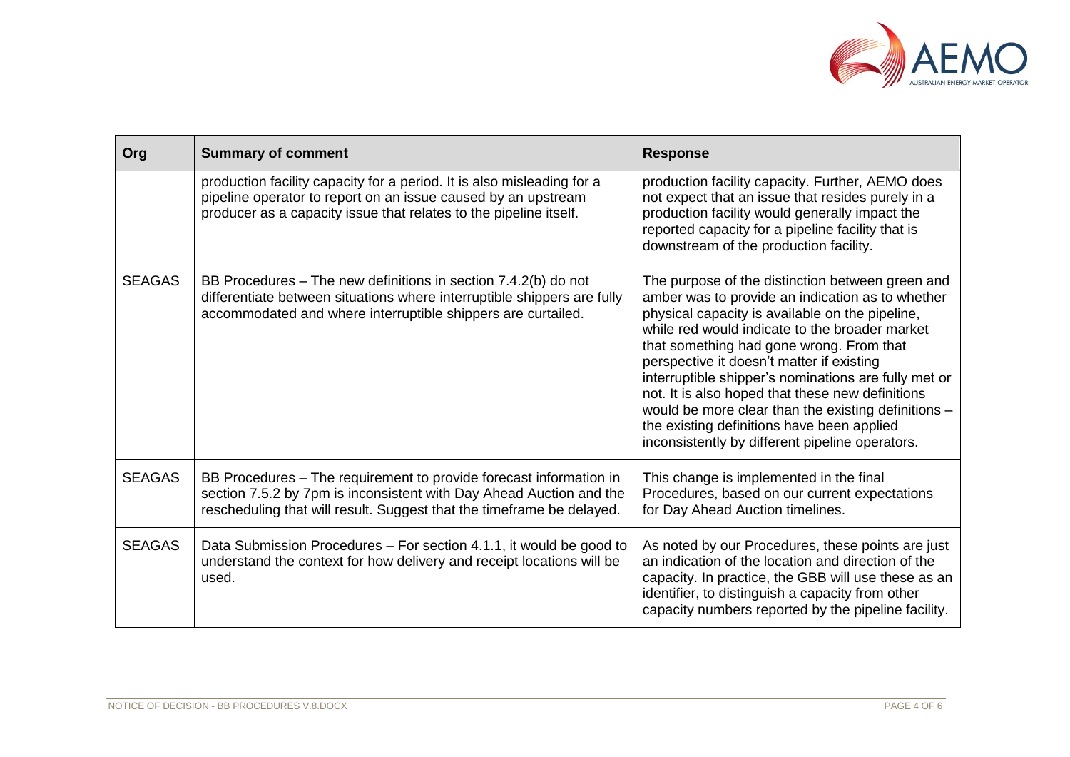| Org | Summary of comment | Response |
|---|---|---|
| | production facility capacity for a period. It is also misleading for a pipeline operator to report on an issue caused by an upstream producer as a capacity issue that relates to the pipeline itself. | production facility capacity. Further, AEMO does not expect that an issue that resides purely in a production facility would generally impact the reported capacity for a pipeline facility that is downstream of the production facility. |
| SEAGAS | BB Procedures – The new definitions in section 7.4.2(b) do not differentiate between situations where interruptible shippers are fully accommodated and where interruptible shippers are curtailed. | The purpose of the distinction between green and amber was to provide an indication as to whether physical capacity is available on the pipeline, while red would indicate to the broader market that something had gone wrong. From that perspective it doesn't matter if existing interruptible shipper's nominations are fully met or not. It is also hoped that these new definitions would be more clear than the existing definitions – the existing definitions have been applied inconsistently by different pipeline operators. |
| SEAGAS | BB Procedures – The requirement to provide forecast information in section 7.5.2 by 7pm is inconsistent with Day Ahead Auction and the rescheduling that will result. Suggest that the timeframe be delayed. | This change is implemented in the final Procedures, based on our current expectations for Day Ahead Auction timelines. |
| SEAGAS | Data Submission Procedures – For section 4.1.1, it would be good to understand the context for how delivery and receipt locations will be used. | As noted by our Procedures, these points are just an indication of the location and direction of the capacity. In practice, the GBB will use these as an identifier, to distinguish a capacity from other capacity numbers reported by the pipeline facility. |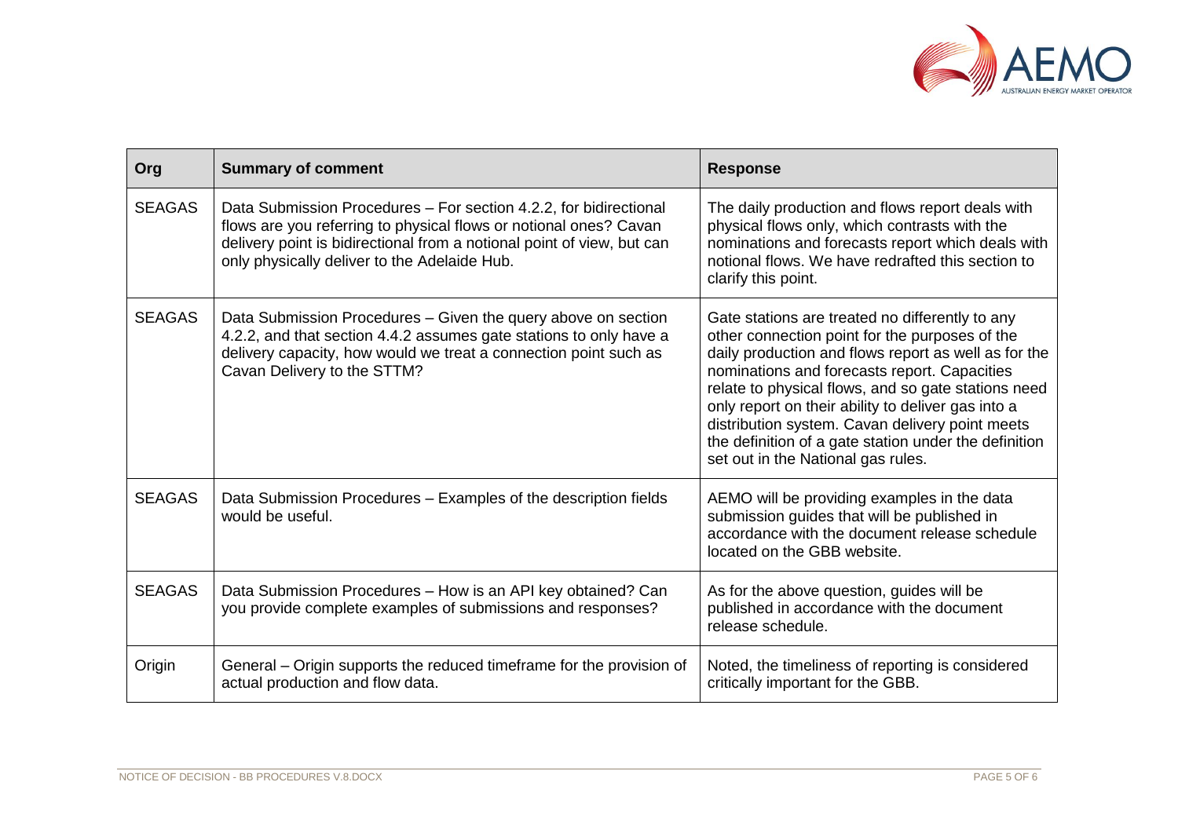| Org | Summary of comment | Response |
|---|---|---|
| SEAGAS | Data Submission Procedures – For section 4.2.2, for bidirectional flows are you referring to physical flows or notional ones? Cavan delivery point is bidirectional from a notional point of view, but can only physically deliver to the Adelaide Hub. | The daily production and flows report deals with physical flows only, which contrasts with the nominations and forecasts report which deals with notional flows. We have redrafted this section to clarify this point. |
| SEAGAS | Data Submission Procedures – Given the query above on section 4.2.2, and that section 4.4.2 assumes gate stations to only have a delivery capacity, how would we treat a connection point such as Cavan Delivery to the STTM? | Gate stations are treated no differently to any other connection point for the purposes of the daily production and flows report as well as for the nominations and forecasts report. Capacities relate to physical flows, and so gate stations need only report on their ability to deliver gas into a distribution system. Cavan delivery point meets the definition of a gate station under the definition set out in the National gas rules. |
| SEAGAS | Data Submission Procedures – Examples of the description fields would be useful. | AEMO will be providing examples in the data submission guides that will be published in accordance with the document release schedule located on the GBB website. |
| SEAGAS | Data Submission Procedures – How is an API key obtained? Can you provide complete examples of submissions and responses? | As for the above question, guides will be published in accordance with the document release schedule. |
| Origin | General – Origin supports the reduced timeframe for the provision of actual production and flow data. | Noted, the timeliness of reporting is considered critically important for the GBB. |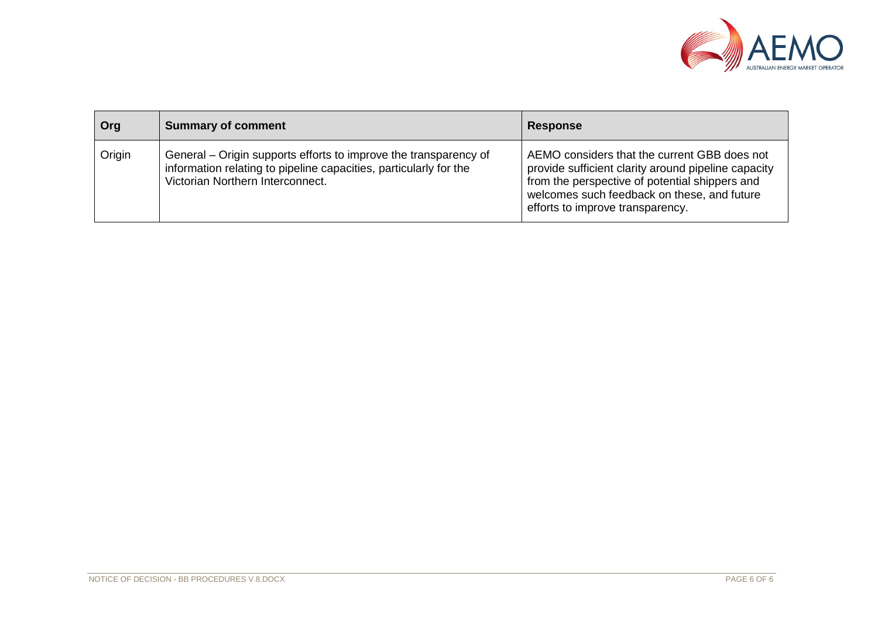| Org | Summary of comment | Response |
| --- | --- | --- |
| Origin | General – Origin supports efforts to improve the transparency of information relating to pipeline capacities, particularly for the Victorian Northern Interconnect. | AEMO considers that the current GBB does not provide sufficient clarity around pipeline capacity from the perspective of potential shippers and welcomes such feedback on these, and future efforts to improve transparency. |